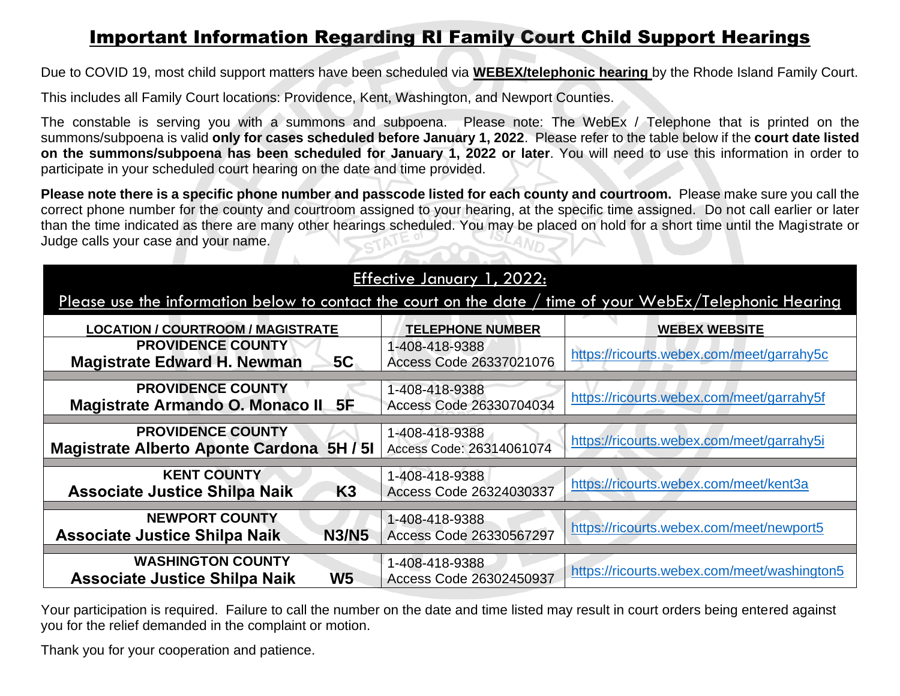# Important Information Regarding RI Family Court Child Support Hearings

Due to COVID 19, most child support matters have been scheduled via **WEBEX/telephonic hearing** by the Rhode Island Family Court.

This includes all Family Court locations: Providence, Kent, Washington, and Newport Counties.

The constable is serving you with a summons and subpoena. Please note: The WebEx / Telephone that is printed on the summons/subpoena is valid **only for cases scheduled before January 1, 2022**. Please refer to the table below if the **court date listed on the summons/subpoena has been scheduled for January 1, 2022 or later**. You will need to use this information in order to participate in your scheduled court hearing on the date and time provided.

**Please note there is a specific phone number and passcode listed for each county and courtroom.** Please make sure you call the correct phone number for the county and courtroom assigned to your hearing, at the specific time assigned. Do not call earlier or later than the time indicated as there are many other hearings scheduled. You may be placed on hold for a short time until the Magistrate or Judge calls your case and your name.

**Effective January 1, 2022:**
**Please use the information below to contact the court on the date / time of your WebEx/Telephonic Hearing**

| LOCATION / COURTROOM / MAGISTRATE | TELEPHONE NUMBER | WEBEX WEBSITE |
|---|---|---|
| **PROVIDENCE COUNTY** <br> **Magistrate Edward H. Newman 5C** | 1-408-418-9388 <br> Access Code 26337021076 | https://ricourts.webex.com/meet/garrahy5c |
| **PROVIDENCE COUNTY** <br> **Magistrate Armando O. Monaco II 5F** | 1-408-418-9388 <br> Access Code 26330704034 | https://ricourts.webex.com/meet/garrahy5f |
| **PROVIDENCE COUNTY** <br> **Magistrate Alberto Aponte Cardona 5H / 5I** | 1-408-418-9388 <br> Access Code: 26314061074 | https://ricourts.webex.com/meet/garrahy5i |
| **KENT COUNTY** <br> **Associate Justice Shilpa Naik K3** | 1-408-418-9388 <br> Access Code 26324030337 | https://ricourts.webex.com/meet/kent3a |
| **NEWPORT COUNTY** <br> **Associate Justice Shilpa Naik N3/N5** | 1-408-418-9388 <br> Access Code 26330567297 | https://ricourts.webex.com/meet/newport5 |
| **WASHINGTON COUNTY** <br> **Associate Justice Shilpa Naik W5** | 1-408-418-9388 <br> Access Code 26302450937 | https://ricourts.webex.com/meet/washington5 |

Your participation is required. Failure to call the number on the date and time listed may result in court orders being entered against you for the relief demanded in the complaint or motion.

Thank you for your cooperation and patience.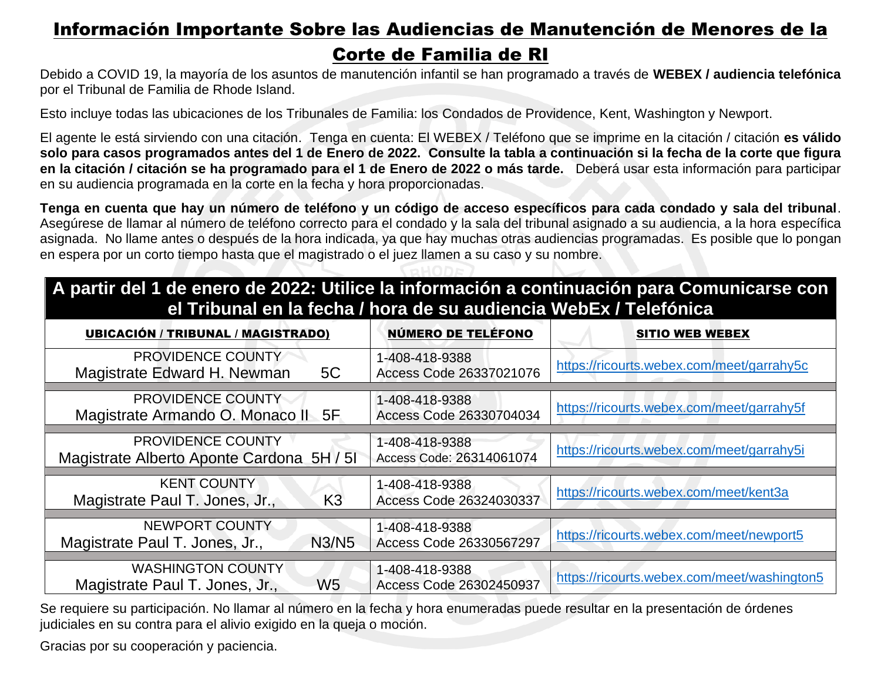# Información Importante Sobre las Audiencias de Manutención de Menores de la Corte de Familia de RI

Debido a COVID 19, la mayoría de los asuntos de manutención infantil se han programado a través de **WEBEX / audiencia telefónica** por el Tribunal de Familia de Rhode Island.

Esto incluye todas las ubicaciones de los Tribunales de Familia: los Condados de Providence, Kent, Washington y Newport.

El agente le está sirviendo con una citación. Tenga en cuenta: El WEBEX / Teléfono que se imprime en la citación / citación **es válido solo para casos programados antes del 1 de Enero de 2022. Consulte la tabla a continuación si la fecha de la corte que figura en la citación / citación se ha programado para el 1 de Enero de 2022 o más tarde.** Deberá usar esta información para participar en su audiencia programada en la corte en la fecha y hora proporcionadas.

**Tenga en cuenta que hay un número de teléfono y un código de acceso específicos para cada condado y sala del tribunal**. Asegúrese de llamar al número de teléfono correcto para el condado y la sala del tribunal asignado a su audiencia, a la hora específica asignada. No llame antes o después de la hora indicada, ya que hay muchas otras audiencias programadas. Es posible que lo pongan en espera por un corto tiempo hasta que el magistrado o el juez llamen a su caso y su nombre.

## A partir del 1 de enero de 2022: Utilice la información a continuación para Comunicarse con el Tribunal en la fecha / hora de su audiencia WebEx / Telefónica

| UBICACIÓN / TRIBUNAL / MAGISTRADO) | NÚMERO DE TELÉFONO | SITIO WEB WEBEX |
|---|---|---|
| PROVIDENCE COUNTY<br>Magistrate Edward H. Newman 5C | 1-408-418-9388<br>Access Code 26337021076 | https://ricourts.webex.com/meet/garrahy5c |
| PROVIDENCE COUNTY<br>Magistrate Armando O. Monaco II 5F | 1-408-418-9388<br>Access Code 26330704034 | https://ricourts.webex.com/meet/garrahy5f |
| PROVIDENCE COUNTY<br>Magistrate Alberto Aponte Cardona 5H / 5I | 1-408-418-9388<br>Access Code: 26314061074 | https://ricourts.webex.com/meet/garrahy5i |
| KENT COUNTY<br>Magistrate Paul T. Jones, Jr., K3 | 1-408-418-9388<br>Access Code 26324030337 | https://ricourts.webex.com/meet/kent3a |
| NEWPORT COUNTY<br>Magistrate Paul T. Jones, Jr., N3/N5 | 1-408-418-9388<br>Access Code 26330567297 | https://ricourts.webex.com/meet/newport5 |
| WASHINGTON COUNTY<br>Magistrate Paul T. Jones, Jr., W5 | 1-408-418-9388<br>Access Code 26302450937 | https://ricourts.webex.com/meet/washington5 |

Se requiere su participación. No llamar al número en la fecha y hora enumeradas puede resultar en la presentación de órdenes judiciales en su contra para el alivio exigido en la queja o moción.

Gracias por su cooperación y paciencia.